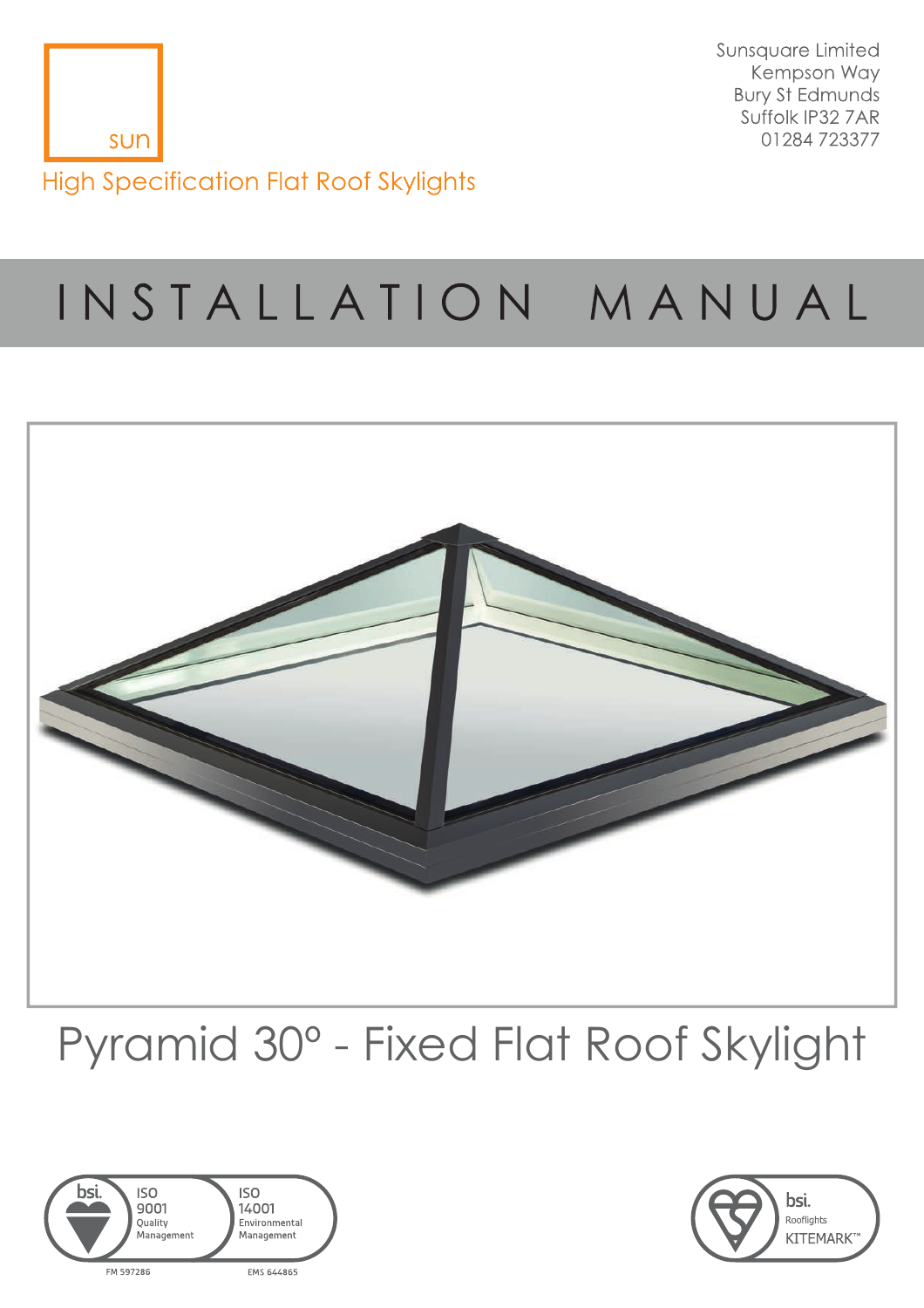sun

High Specification Flat Roof Skylights

Sunsquare Limited
Kempson Way
Bury St Edmunds
Suffolk IP32 7AR
01284 723377

# INSTALLATION MANUAL

## Pyramid 30° - Fixed Flat Roof Skylight

bsi. ISO 9001 Quality Management — FM 597286

ISO 14001 Environmental Management — EMS 644865

bsi. Rooflights KITEMARK™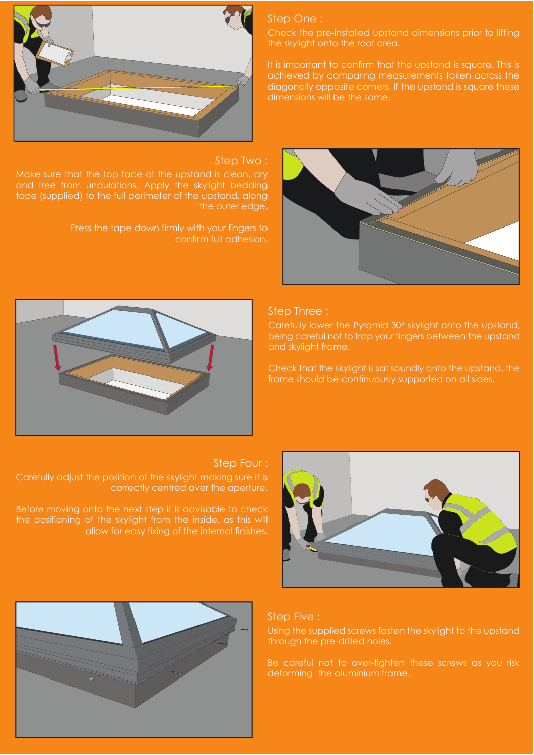## Step One :

Check the pre-installed upstand dimensions prior to lifting the skylight onto the roof area.

It is important to confirm that the upstand is square. This is achieved by comparing measurements taken across the diagonally opposite corners. If the upstand is square these dimensions will be the same.

## Step Two :

Make sure that the top face of the upstand is clean, dry and free from undulations. Apply the skylight bedding tape (supplied) to the full perimeter of the upstand, along the outer edge.

Press the tape down firmly with your fingers to confirm full adhesion.

## Step Three :

Carefully lower the Pyramid 30° skylight onto the upstand, being careful not to trap your fingers between the upstand and skylight frame.

Check that the skylight is sat soundly onto the upstand, the frame should be continuously supported on all sides.

## Step Four :

Carefully adjust the position of the skylight making sure it is correctly centred over the aperture.

Before moving onto the next step it is advisable to check the positioning of the skylight from the inside, as this will allow for easy fixing of the internal finishes.

## Step Five :

Using the supplied screws fasten the skylight to the upstand through the pre-drilled holes.

Be careful not to over-tighten these screws as you risk deforming the aluminium frame.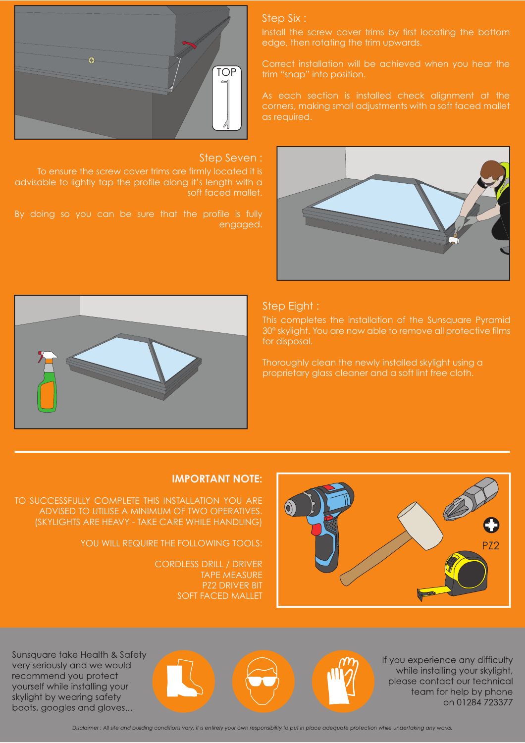## Step Six :

Install the screw cover trims by first locating the bottom edge, then rotating the trim upwards.

Correct installation will be achieved when you hear the trim "snap" into position.

As each section is installed check alignment at the corners, making small adjustments with a soft faced mallet as required.

TOP

## Step Seven :

To ensure the screw cover trims are firmly located it is advisable to lightly tap the profile along it's length with a soft faced mallet.

By doing so you can be sure that the profile is fully engaged.

## Step Eight :

This completes the installation of the Sunsquare Pyramid 30º skylight. You are now able to remove all protective films for disposal.

Thoroughly clean the newly installed skylight using a proprietary glass cleaner and a soft lint free cloth.

---

**IMPORTANT NOTE:**

TO SUCCESSFULLY COMPLETE THIS INSTALLATION YOU ARE ADVISED TO UTILISE A MINIMUM OF TWO OPERATIVES. (SKYLIGHTS ARE HEAVY - TAKE CARE WHILE HANDLING)

YOU WILL REQUIRE THE FOLLOWING TOOLS:

- CORDLESS DRILL / DRIVER
- TAPE MEASURE
- PZ2 DRIVER BIT
- SOFT FACED MALLET

PZ2

Sunsquare take Health & Safety very seriously and we would recommend you protect yourself while installing your skylight by wearing safety boots, googles and gloves...

If you experience any difficulty while installing your skylight, please contact our technical team for help by phone on 01284 723377

*Disclaimer : All site and building conditions vary, it is entirely your own responsibility to put in place adequate protection while undertaking any works.*